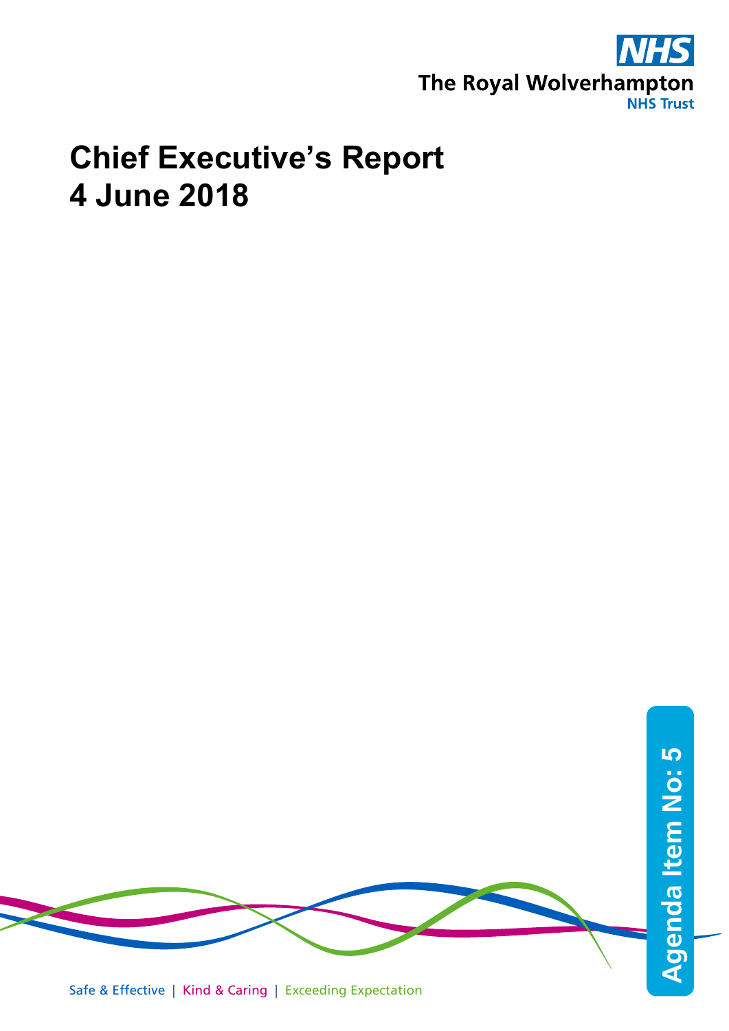The Royal Wolverhampton NHS Trust

# Chief Executive's Report
# 4 June 2018

Agenda Item No: 5

Safe & Effective | Kind & Caring | Exceeding Expectation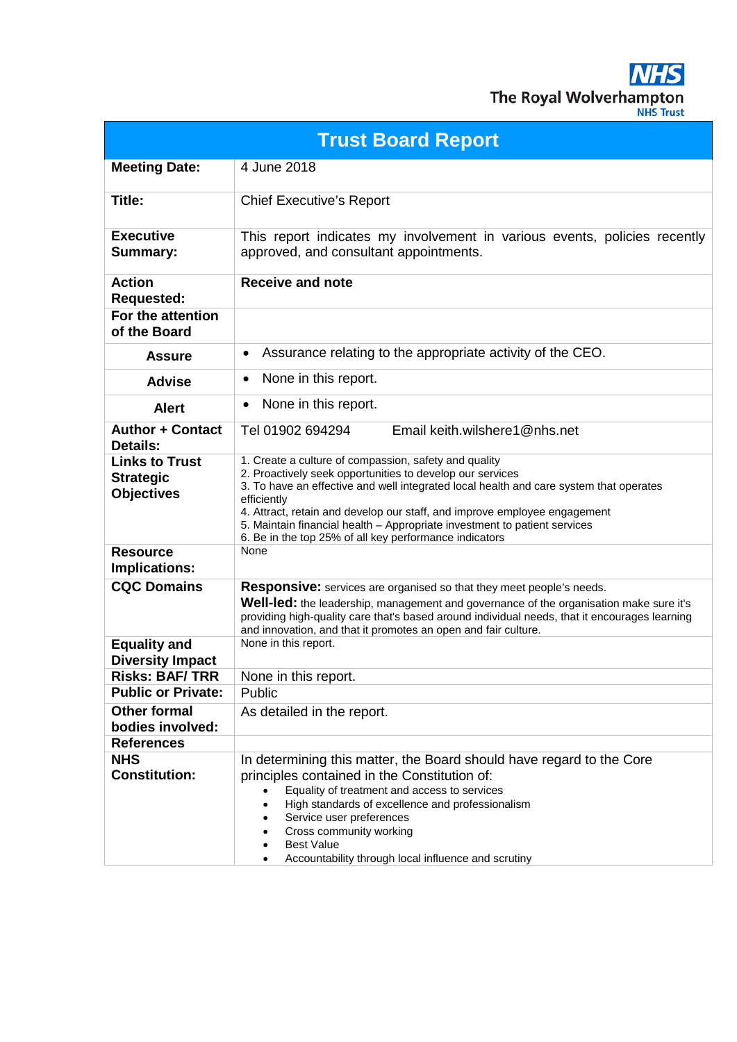The Royal Wolverhampton NHS Trust

| Trust Board Report | |
|---|---|
| **Meeting Date:** | 4 June 2018 |
| **Title:** | Chief Executive's Report |
| **Executive Summary:** | This report indicates my involvement in various events, policies recently approved, and consultant appointments. |
| **Action Requested:** | **Receive and note** |
| **For the attention of the Board** | |
| **Assure** | • Assurance relating to the appropriate activity of the CEO. |
| **Advise** | • None in this report. |
| **Alert** | • None in this report. |
| **Author + Contact Details:** | Tel 01902 694294 Email keith.wilshere1@nhs.net |
| **Links to Trust Strategic Objectives** | 1. Create a culture of compassion, safety and quality<br>2. Proactively seek opportunities to develop our services<br>3. To have an effective and well integrated local health and care system that operates efficiently<br>4. Attract, retain and develop our staff, and improve employee engagement<br>5. Maintain financial health – Appropriate investment to patient services<br>6. Be in the top 25% of all key performance indicators |
| **Resource Implications:** | None |
| **CQC Domains** | **Responsive:** services are organised so that they meet people's needs.<br>**Well-led:** the leadership, management and governance of the organisation make sure it's providing high-quality care that's based around individual needs, that it encourages learning and innovation, and that it promotes an open and fair culture. |
| **Equality and Diversity Impact** | None in this report. |
| **Risks: BAF/ TRR** | None in this report. |
| **Public or Private:** | Public |
| **Other formal bodies involved:** | As detailed in the report. |
| **References** | |
| **NHS Constitution:** | In determining this matter, the Board should have regard to the Core principles contained in the Constitution of:<br>• Equality of treatment and access to services<br>• High standards of excellence and professionalism<br>• Service user preferences<br>• Cross community working<br>• Best Value<br>• Accountability through local influence and scrutiny |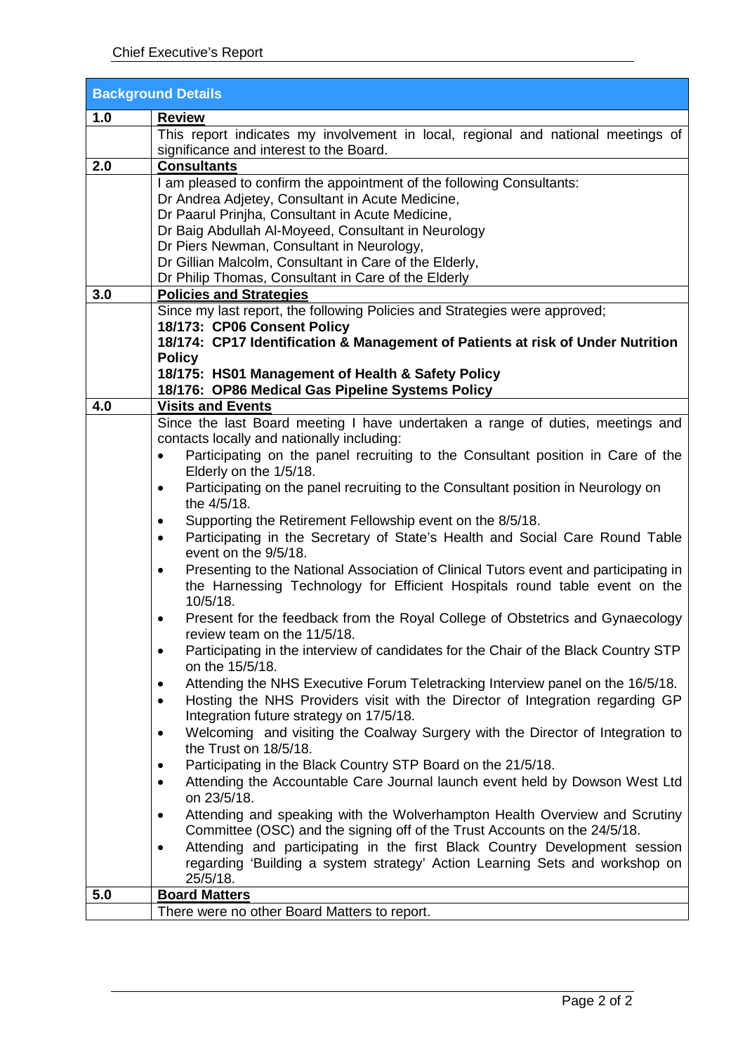Chief Executive's Report

| Background Details | |
|---|---|
| **1.0** | **Review** |
| | This report indicates my involvement in local, regional and national meetings of significance and interest to the Board. |
| **2.0** | **Consultants** |
| | I am pleased to confirm the appointment of the following Consultants:<br>Dr Andrea Adjetey, Consultant in Acute Medicine,<br>Dr Paarul Prinjha, Consultant in Acute Medicine,<br>Dr Baig Abdullah Al-Moyeed, Consultant in Neurology<br>Dr Piers Newman, Consultant in Neurology,<br>Dr Gillian Malcolm, Consultant in Care of the Elderly,<br>Dr Philip Thomas, Consultant in Care of the Elderly |
| **3.0** | **Policies and Strategies** |
| | Since my last report, the following Policies and Strategies were approved;<br>**18/173: CP06 Consent Policy**<br>**18/174: CP17 Identification & Management of Patients at risk of Under Nutrition Policy**<br>**18/175: HS01 Management of Health & Safety Policy**<br>**18/176: OP86 Medical Gas Pipeline Systems Policy** |
| **4.0** | **Visits and Events** |
| | Since the last Board meeting I have undertaken a range of duties, meetings and contacts locally and nationally including:<br>• Participating on the panel recruiting to the Consultant position in Care of the Elderly on the 1/5/18.<br>• Participating on the panel recruiting to the Consultant position in Neurology on the 4/5/18.<br>• Supporting the Retirement Fellowship event on the 8/5/18.<br>• Participating in the Secretary of State's Health and Social Care Round Table event on the 9/5/18.<br>• Presenting to the National Association of Clinical Tutors event and participating in the Harnessing Technology for Efficient Hospitals round table event on the 10/5/18.<br>• Present for the feedback from the Royal College of Obstetrics and Gynaecology review team on the 11/5/18.<br>• Participating in the interview of candidates for the Chair of the Black Country STP on the 15/5/18.<br>• Attending the NHS Executive Forum Teletracking Interview panel on the 16/5/18.<br>• Hosting the NHS Providers visit with the Director of Integration regarding GP Integration future strategy on 17/5/18.<br>• Welcoming and visiting the Coalway Surgery with the Director of Integration to the Trust on 18/5/18.<br>• Participating in the Black Country STP Board on the 21/5/18.<br>• Attending the Accountable Care Journal launch event held by Dowson West Ltd on 23/5/18.<br>• Attending and speaking with the Wolverhampton Health Overview and Scrutiny Committee (OSC) and the signing off of the Trust Accounts on the 24/5/18.<br>• Attending and participating in the first Black Country Development session regarding 'Building a system strategy' Action Learning Sets and workshop on 25/5/18. |
| **5.0** | **Board Matters** |
| | There were no other Board Matters to report. |